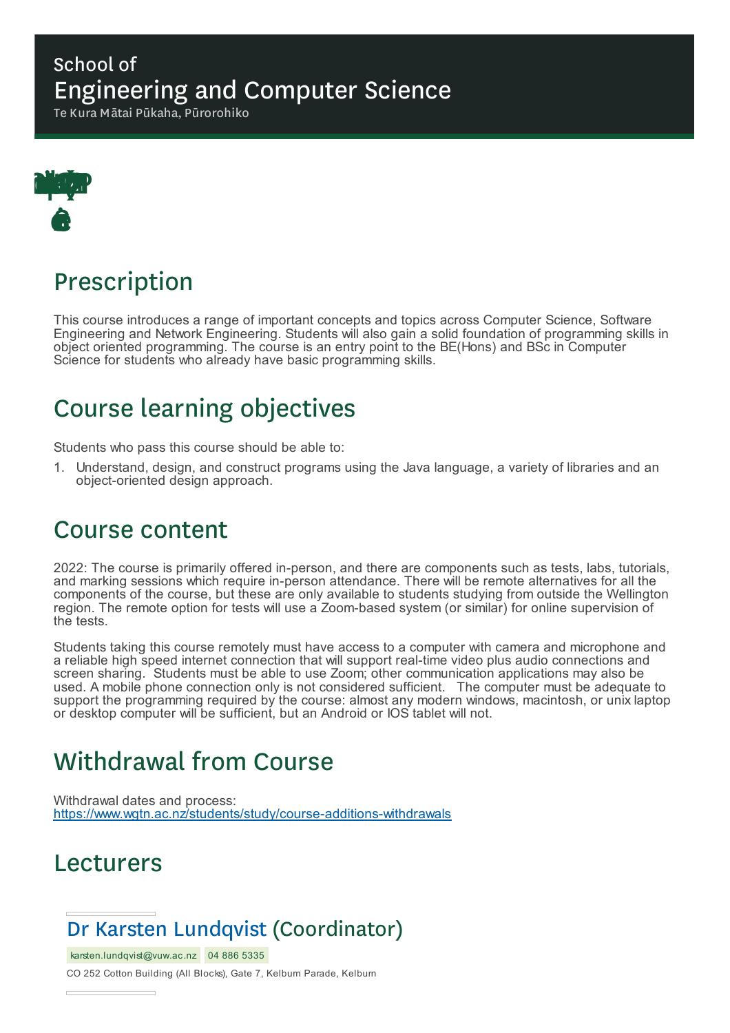School of
# Engineering and Computer Science
Te Kura Mātai Pūkaha, Pūrorohiko

## Prescription

This course introduces a range of important concepts and topics across Computer Science, Software Engineering and Network Engineering. Students will also gain a solid foundation of programming skills in object oriented programming. The course is an entry point to the BE(Hons) and BSc in Computer Science for students who already have basic programming skills.

## Course learning objectives

Students who pass this course should be able to:

1. Understand, design, and construct programs using the Java language, a variety of libraries and an object-oriented design approach.

## Course content

2022: The course is primarily offered in-person, and there are components such as tests, labs, tutorials, and marking sessions which require in-person attendance. There will be remote alternatives for all the components of the course, but these are only available to students studying from outside the Wellington region. The remote option for tests will use a Zoom-based system (or similar) for online supervision of the tests.

Students taking this course remotely must have access to a computer with camera and microphone and a reliable high speed internet connection that will support real-time video plus audio connections and screen sharing. Students must be able to use Zoom; other communication applications may also be used. A mobile phone connection only is not considered sufficient. The computer must be adequate to support the programming required by the course: almost any modern windows, macintosh, or unix laptop or desktop computer will be sufficient, but an Android or IOS tablet will not.

## Withdrawal from Course

Withdrawal dates and process:
https://www.wgtn.ac.nz/students/study/course-additions-withdrawals

## Lecturers

### Dr Karsten Lundqvist (Coordinator)

karsten.lundqvist@vuw.ac.nz 04 886 5335

CO 252 Cotton Building (All Blocks), Gate 7, Kelburn Parade, Kelburn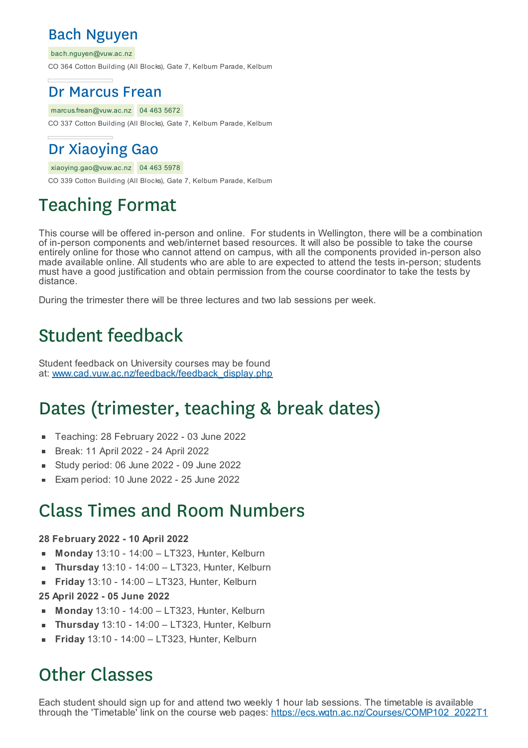### Bach Nguyen

bach.nguyen@vuw.ac.nz

CO 364 Cotton Building (All Blocks), Gate 7, Kelburn Parade, Kelburn

### Dr Marcus Frean

marcus.frean@vuw.ac.nz 04 463 5672

CO 337 Cotton Building (All Blocks), Gate 7, Kelburn Parade, Kelburn

### Dr Xiaoying Gao

xiaoying.gao@vuw.ac.nz 04 463 5978

CO 339 Cotton Building (All Blocks), Gate 7, Kelburn Parade, Kelburn

# Teaching Format

This course will be offered in-person and online. For students in Wellington, there will be a combination of in-person components and web/internet based resources. It will also be possible to take the course entirely online for those who cannot attend on campus, with all the components provided in-person also made available online. All students who are able to are expected to attend the tests in-person; students must have a good justification and obtain permission from the course coordinator to take the tests by distance.

During the trimester there will be three lectures and two lab sessions per week.

# Student feedback

Student feedback on University courses may be found at: www.cad.vuw.ac.nz/feedback/feedback_display.php

# Dates (trimester, teaching & break dates)

- Teaching: 28 February 2022 - 03 June 2022
- Break: 11 April 2022 - 24 April 2022
- Study period: 06 June 2022 - 09 June 2022
- Exam period: 10 June 2022 - 25 June 2022

# Class Times and Room Numbers

**28 February 2022 - 10 April 2022**

- **Monday** 13:10 - 14:00 – LT323, Hunter, Kelburn
- **Thursday** 13:10 - 14:00 – LT323, Hunter, Kelburn
- **Friday** 13:10 - 14:00 – LT323, Hunter, Kelburn

**25 April 2022 - 05 June 2022**

- **Monday** 13:10 - 14:00 – LT323, Hunter, Kelburn
- **Thursday** 13:10 - 14:00 – LT323, Hunter, Kelburn
- **Friday** 13:10 - 14:00 – LT323, Hunter, Kelburn

# Other Classes

Each student should sign up for and attend two weekly 1 hour lab sessions. The timetable is available through the 'Timetable' link on the course web pages: https://ecs.wgtn.ac.nz/Courses/COMP102_2022T1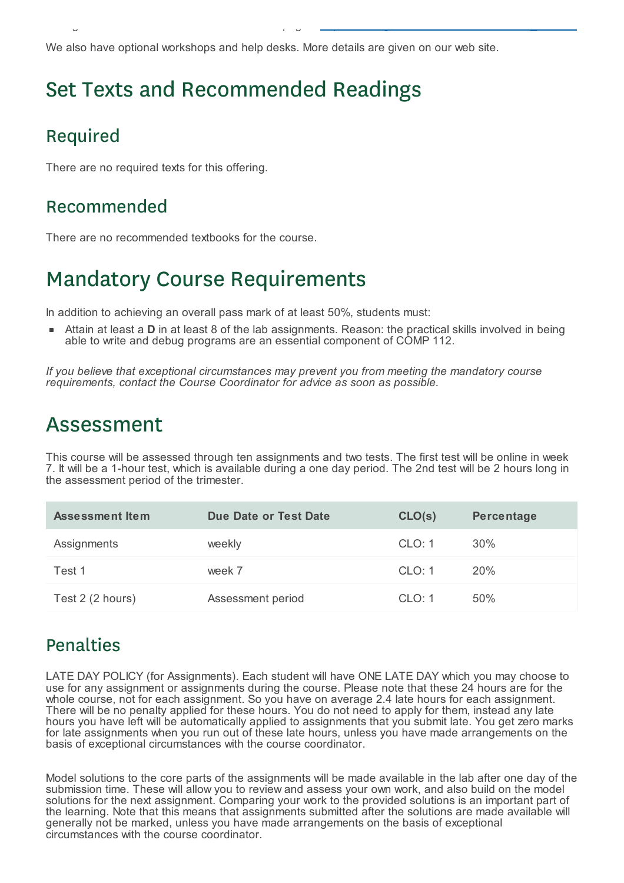We also have optional workshops and help desks. More details are given on our web site.

# Set Texts and Recommended Readings

## Required

There are no required texts for this offering.

## Recommended

There are no recommended textbooks for the course.

# Mandatory Course Requirements

In addition to achieving an overall pass mark of at least 50%, students must:

- Attain at least a **D** in at least 8 of the lab assignments. Reason: the practical skills involved in being able to write and debug programs are an essential component of COMP 112.

*If you believe that exceptional circumstances may prevent you from meeting the mandatory course requirements, contact the Course Coordinator for advice as soon as possible.*

# Assessment

This course will be assessed through ten assignments and two tests. The first test will be online in week 7. It will be a 1-hour test, which is available during a one day period. The 2nd test will be 2 hours long in the assessment period of the trimester.

| Assessment Item | Due Date or Test Date | CLO(s) | Percentage |
| --- | --- | --- | --- |
| Assignments | weekly | CLO: 1 | 30% |
| Test 1 | week 7 | CLO: 1 | 20% |
| Test 2 (2 hours) | Assessment period | CLO: 1 | 50% |

## Penalties

LATE DAY POLICY (for Assignments). Each student will have ONE LATE DAY which you may choose to use for any assignment or assignments during the course. Please note that these 24 hours are for the whole course, not for each assignment. So you have on average 2.4 late hours for each assignment. There will be no penalty applied for these hours. You do not need to apply for them, instead any late hours you have left will be automatically applied to assignments that you submit late. You get zero marks for late assignments when you run out of these late hours, unless you have made arrangements on the basis of exceptional circumstances with the course coordinator.

Model solutions to the core parts of the assignments will be made available in the lab after one day of the submission time. These will allow you to review and assess your own work, and also build on the model solutions for the next assignment. Comparing your work to the provided solutions is an important part of the learning. Note that this means that assignments submitted after the solutions are made available will generally not be marked, unless you have made arrangements on the basis of exceptional circumstances with the course coordinator.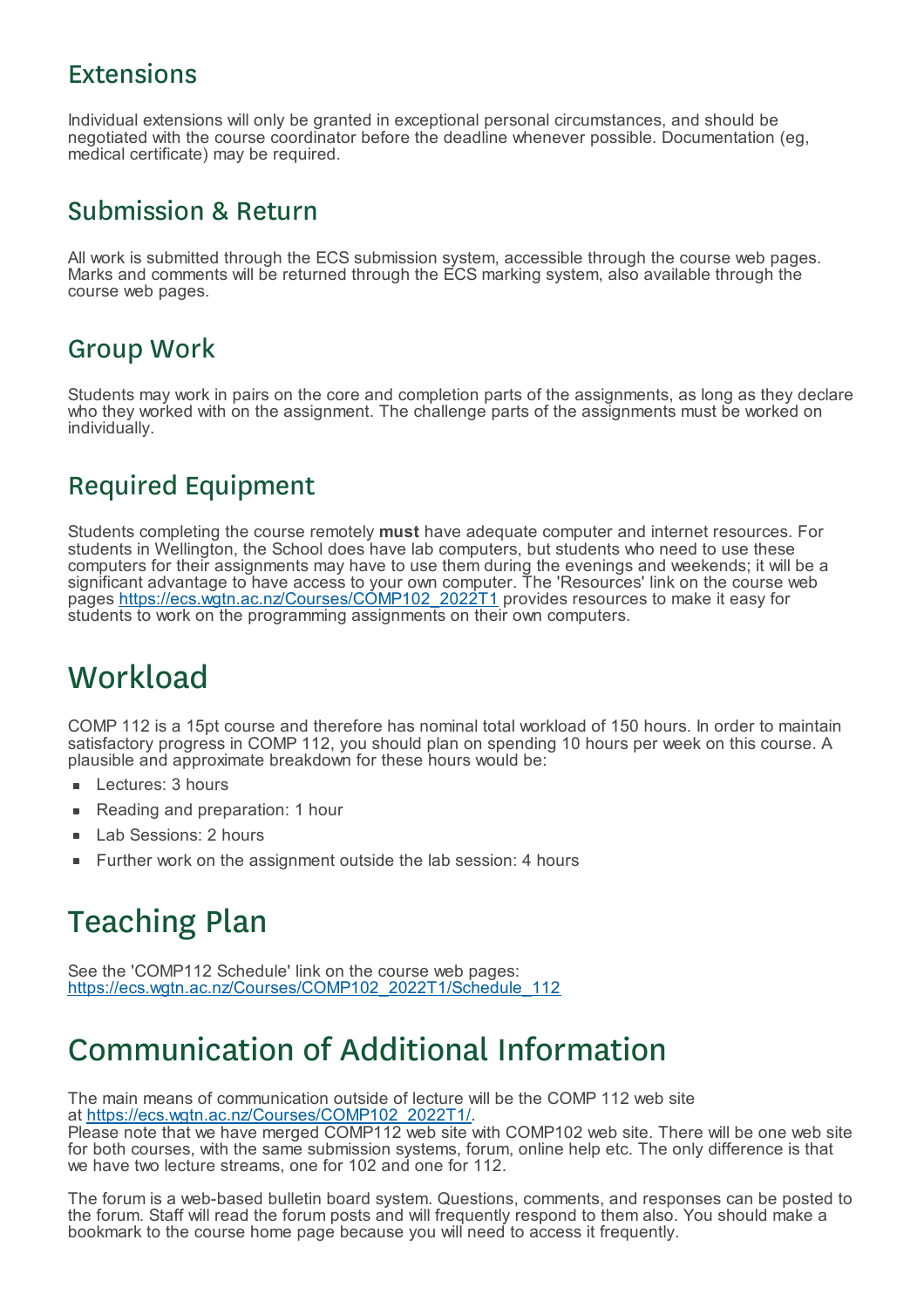### Extensions

Individual extensions will only be granted in exceptional personal circumstances, and should be negotiated with the course coordinator before the deadline whenever possible. Documentation (eg, medical certificate) may be required.

### Submission & Return

All work is submitted through the ECS submission system, accessible through the course web pages. Marks and comments will be returned through the ECS marking system, also available through the course web pages.

### Group Work

Students may work in pairs on the core and completion parts of the assignments, as long as they declare who they worked with on the assignment. The challenge parts of the assignments must be worked on individually.

### Required Equipment

Students completing the course remotely **must** have adequate computer and internet resources. For students in Wellington, the School does have lab computers, but students who need to use these computers for their assignments may have to use them during the evenings and weekends; it will be a significant advantage to have access to your own computer. The 'Resources' link on the course web pages [https://ecs.wgtn.ac.nz/Courses/COMP102_2022T1](https://ecs.wgtn.ac.nz/Courses/COMP102_2022T1) provides resources to make it easy for students to work on the programming assignments on their own computers.

## Workload

COMP 112 is a 15pt course and therefore has nominal total workload of 150 hours. In order to maintain satisfactory progress in COMP 112, you should plan on spending 10 hours per week on this course. A plausible and approximate breakdown for these hours would be:

- Lectures: 3 hours
- Reading and preparation: 1 hour
- Lab Sessions: 2 hours
- Further work on the assignment outside the lab session: 4 hours

## Teaching Plan

See the 'COMP112 Schedule' link on the course web pages: [https://ecs.wgtn.ac.nz/Courses/COMP102_2022T1/Schedule_112](https://ecs.wgtn.ac.nz/Courses/COMP102_2022T1/Schedule_112)

## Communication of Additional Information

The main means of communication outside of lecture will be the COMP 112 web site at [https://ecs.wgtn.ac.nz/Courses/COMP102_2022T1/](https://ecs.wgtn.ac.nz/Courses/COMP102_2022T1/).
Please note that we have merged COMP112 web site with COMP102 web site. There will be one web site for both courses, with the same submission systems, forum, online help etc. The only difference is that we have two lecture streams, one for 102 and one for 112.

The forum is a web-based bulletin board system. Questions, comments, and responses can be posted to the forum. Staff will read the forum posts and will frequently respond to them also. You should make a bookmark to the course home page because you will need to access it frequently.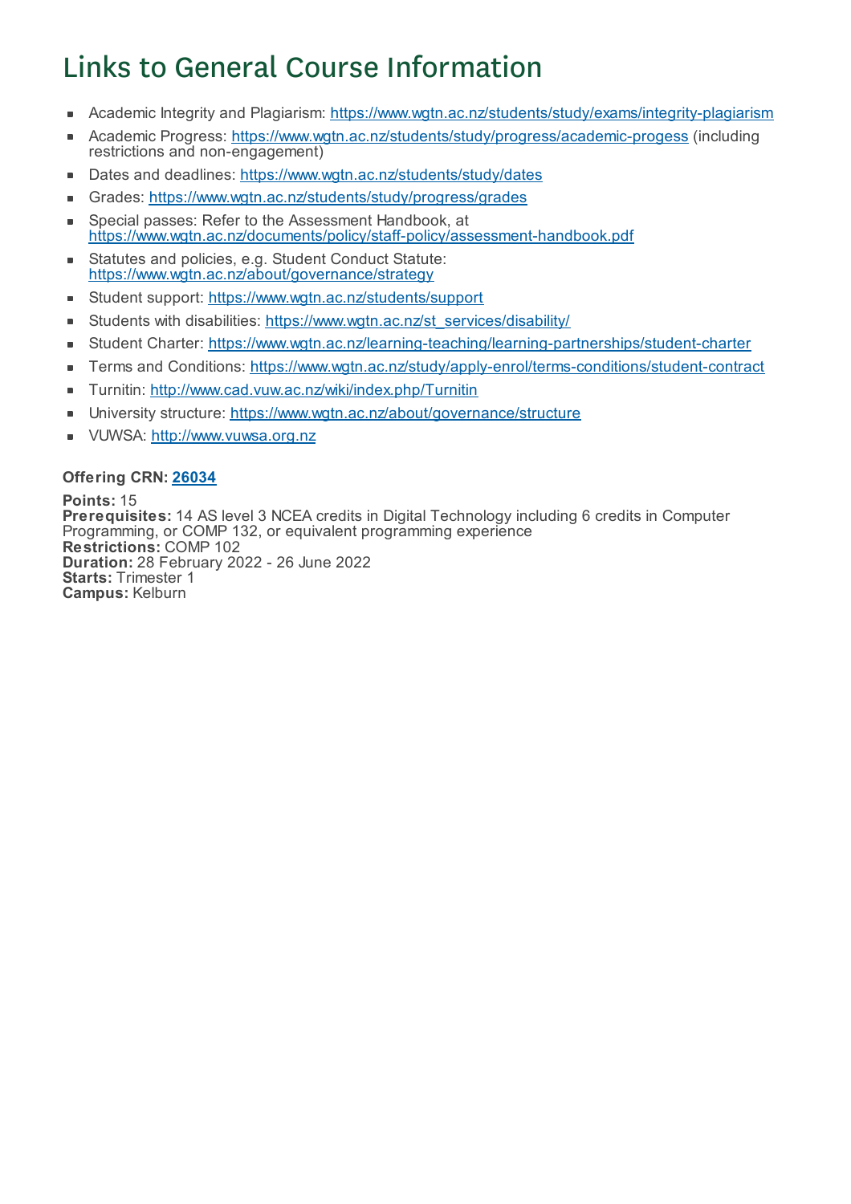# Links to General Course Information

- Academic Integrity and Plagiarism: https://www.wgtn.ac.nz/students/study/exams/integrity-plagiarism
- Academic Progress: https://www.wgtn.ac.nz/students/study/progress/academic-progess (including restrictions and non-engagement)
- Dates and deadlines: https://www.wgtn.ac.nz/students/study/dates
- Grades: https://www.wgtn.ac.nz/students/study/progress/grades
- Special passes: Refer to the Assessment Handbook, at https://www.wgtn.ac.nz/documents/policy/staff-policy/assessment-handbook.pdf
- Statutes and policies, e.g. Student Conduct Statute: https://www.wgtn.ac.nz/about/governance/strategy
- Student support: https://www.wgtn.ac.nz/students/support
- Students with disabilities: https://www.wgtn.ac.nz/st_services/disability/
- Student Charter: https://www.wgtn.ac.nz/learning-teaching/learning-partnerships/student-charter
- Terms and Conditions: https://www.wgtn.ac.nz/study/apply-enrol/terms-conditions/student-contract
- Turnitin: http://www.cad.vuw.ac.nz/wiki/index.php/Turnitin
- University structure: https://www.wgtn.ac.nz/about/governance/structure
- VUWSA: http://www.vuwsa.org.nz

**Offering CRN: 26034**

**Points:** 15
**Prerequisites:** 14 AS level 3 NCEA credits in Digital Technology including 6 credits in Computer Programming, or COMP 132, or equivalent programming experience
**Restrictions:** COMP 102
**Duration:** 28 February 2022 - 26 June 2022
**Starts:** Trimester 1
**Campus:** Kelburn